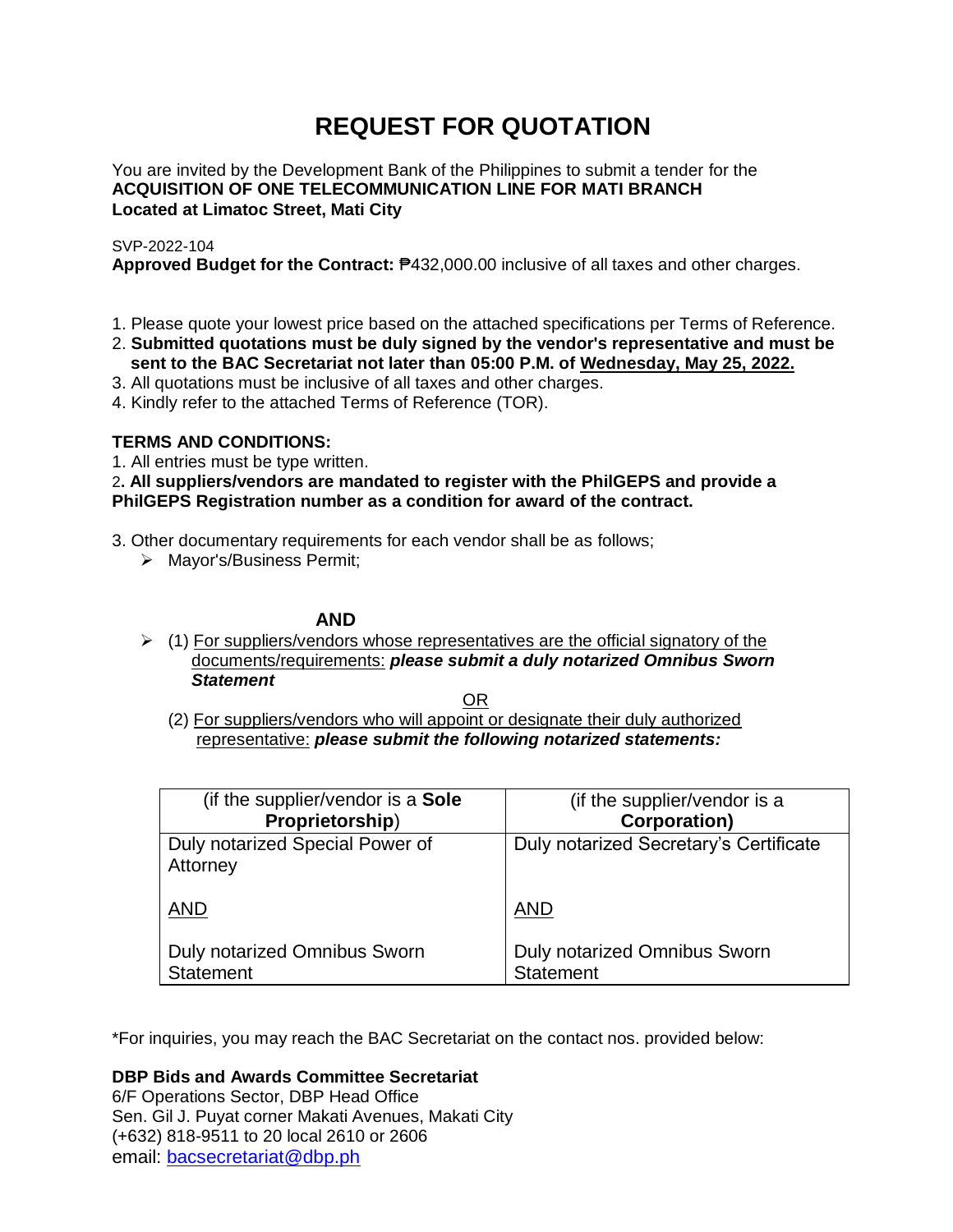# REQUEST FOR QUOTATION

You are invited by the Development Bank of the Philippines to submit a tender for the
**ACQUISITION OF ONE TELECOMMUNICATION LINE FOR MATI BRANCH**
**Located at Limatoc Street, Mati City**

SVP-2022-104
**Approved Budget for the Contract:** ₱432,000.00 inclusive of all taxes and other charges.

1. Please quote your lowest price based on the attached specifications per Terms of Reference.
2. **Submitted quotations must be duly signed by the vendor's representative and must be sent to the BAC Secretariat not later than 05:00 P.M. of Wednesday, May 25, 2022.**
3. All quotations must be inclusive of all taxes and other charges.
4. Kindly refer to the attached Terms of Reference (TOR).

**TERMS AND CONDITIONS:**

1. All entries must be type written.
2. **All suppliers/vendors are mandated to register with the PhilGEPS and provide a PhilGEPS Registration number as a condition for award of the contract.**
3. Other documentary requirements for each vendor shall be as follows;
   - Mayor's/Business Permit;

**AND**

- (1) For suppliers/vendors whose representatives are the official signatory of the documents/requirements: ***please submit a duly notarized Omnibus Sworn Statement***

OR

(2) For suppliers/vendors who will appoint or designate their duly authorized representative: ***please submit the following notarized statements:***

| (if the supplier/vendor is a **Sole Proprietorship**) | (if the supplier/vendor is a **Corporation)** |
|---|---|
| Duly notarized Special Power of Attorney<br><br>AND<br><br>Duly notarized Omnibus Sworn Statement | Duly notarized Secretary's Certificate<br><br>AND<br><br>Duly notarized Omnibus Sworn Statement |

*For inquiries, you may reach the BAC Secretariat on the contact nos. provided below:

**DBP Bids and Awards Committee Secretariat**
6/F Operations Sector, DBP Head Office
Sen. Gil J. Puyat corner Makati Avenues, Makati City
(+632) 818-9511 to 20 local 2610 or 2606
email: bacsecretariat@dbp.ph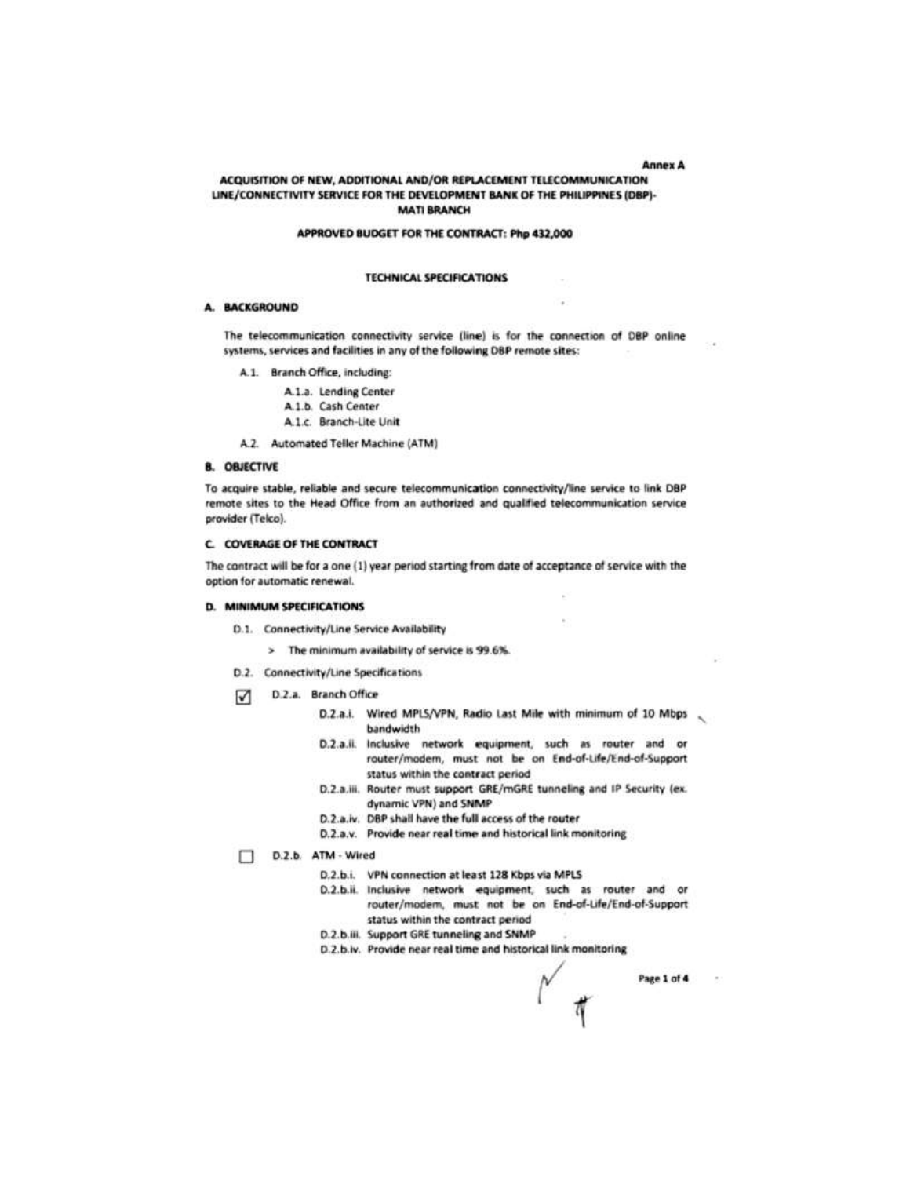Annex A

# ACQUISITION OF NEW, ADDITIONAL AND/OR REPLACEMENT TELECOMMUNICATION LINE/CONNECTIVITY SERVICE FOR THE DEVELOPMENT BANK OF THE PHILIPPINES (DBP)-MATI BRANCH

**APPROVED BUDGET FOR THE CONTRACT: Php 432,000**

## TECHNICAL SPECIFICATIONS

### A. BACKGROUND

The telecommunication connectivity service (line) is for the connection of DBP online systems, services and facilities in any of the following DBP remote sites:

- A.1. Branch Office, including:
  - A.1.a. Lending Center
  - A.1.b. Cash Center
  - A.1.c. Branch-Lite Unit
- A.2. Automated Teller Machine (ATM)

### B. OBJECTIVE

To acquire stable, reliable and secure telecommunication connectivity/line service to link DBP remote sites to the Head Office from an authorized and qualified telecommunication service provider (Telco).

### C. COVERAGE OF THE CONTRACT

The contract will be for a one (1) year period starting from date of acceptance of service with the option for automatic renewal.

### D. MINIMUM SPECIFICATIONS

- D.1. Connectivity/Line Service Availability
  - > The minimum availability of service is 99.6%.
- D.2. Connectivity/Line Specifications

☑ D.2.a. Branch Office

- D.2.a.i. Wired MPLS/VPN, Radio Last Mile with minimum of 10 Mbps bandwidth
- D.2.a.ii. Inclusive network equipment, such as router and or router/modem, must not be on End-of-Life/End-of-Support status within the contract period
- D.2.a.iii. Router must support GRE/mGRE tunneling and IP Security (ex. dynamic VPN) and SNMP
- D.2.a.iv. DBP shall have the full access of the router
- D.2.a.v. Provide near real time and historical link monitoring

☐ D.2.b. ATM - Wired

- D.2.b.i. VPN connection at least 128 Kbps via MPLS
- D.2.b.ii. Inclusive network equipment, such as router and or router/modem, must not be on End-of-Life/End-of-Support status within the contract period
- D.2.b.iii. Support GRE tunneling and SNMP
- D.2.b.iv. Provide near real time and historical link monitoring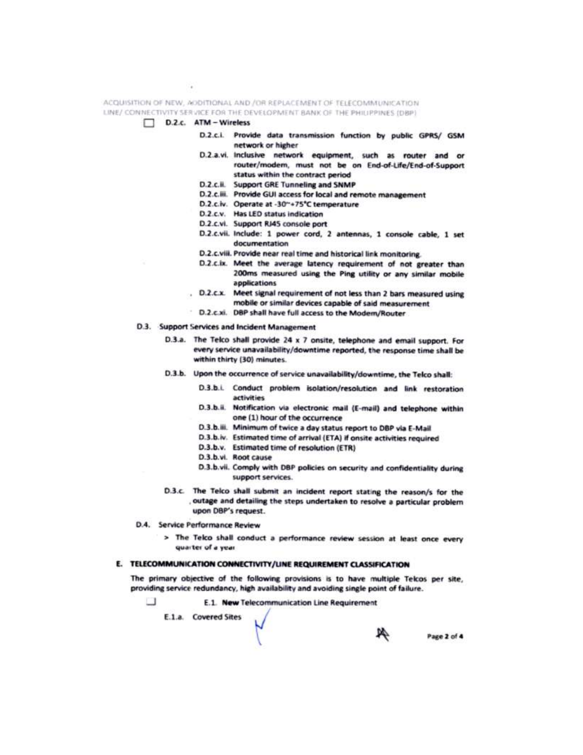☐ D.2.c. ATM – Wireless

- D.2.c.i. Provide data transmission function by public GPRS/ GSM network or higher
- D.2.a.vi. Inclusive network equipment, such as router and or router/modem, must not be on End-of-Life/End-of-Support status within the contract period
- D.2.c.ii. Support GRE Tunneling and SNMP
- D.2.c.iii. Provide GUI access for local and remote management
- D.2.c.iv. Operate at -30~+75°C temperature
- D.2.c.v. Has LED status indication
- D.2.c.vi. Support RJ45 console port
- D.2.c.vii. Include: 1 power cord, 2 antennas, 1 console cable, 1 set documentation
- D.2.c.viii. Provide near real time and historical link monitoring.
- D.2.c.ix. Meet the average latency requirement of not greater than 200ms measured using the Ping utility or any similar mobile applications
- D.2.c.x. Meet signal requirement of not less than 2 bars measured using mobile or similar devices capable of said measurement
- D.2.c.xi. DBP shall have full access to the Modem/Router

D.3. Support Services and Incident Management

- D.3.a. The Telco shall provide 24 x 7 onsite, telephone and email support. For every service unavailability/downtime reported, the response time shall be within thirty (30) minutes.
- D.3.b. Upon the occurrence of service unavailability/downtime, the Telco shall:
  - D.3.b.i. Conduct problem isolation/resolution and link restoration activities
  - D.3.b.ii. Notification via electronic mail (E-mail) and telephone within one (1) hour of the occurrence
  - D.3.b.iii. Minimum of twice a day status report to DBP via E-Mail
  - D.3.b.iv. Estimated time of arrival (ETA) if onsite activities required
  - D.3.b.v. Estimated time of resolution (ETR)
  - D.3.b.vi. Root cause
  - D.3.b.vii. Comply with DBP policies on security and confidentiality during support services.
- D.3.c. The Telco shall submit an incident report stating the reason/s for the outage and detailing the steps undertaken to resolve a particular problem upon DBP's request.

D.4. Service Performance Review

> The Telco shall conduct a performance review session at least once every quarter of a year

## E. TELECOMMUNICATION CONNECTIVITY/LINE REQUIREMENT CLASSIFICATION

The primary objective of the following provisions is to have multiple Telcos per site, providing service redundancy, high availability and avoiding single point of failure.

☐ E.1. **New** Telecommunication Line Requirement

E.1.a. Covered Sites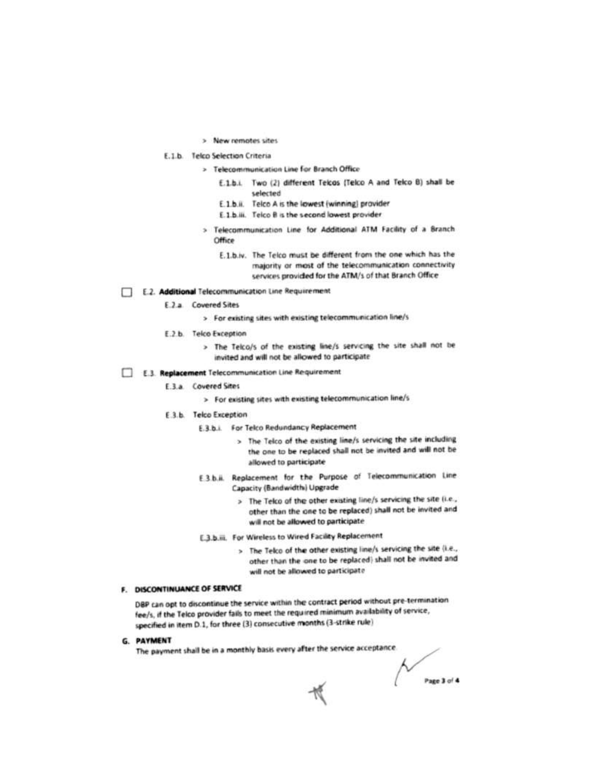> New remotes sites

E.1.b. Telco Selection Criteria

> Telecommunication Line for Branch Office

E.1.b.i. Two (2) different Telcos (Telco A and Telco B) shall be selected

E.1.b.ii. Telco A is the lowest (winning) provider

E.1.b.iii. Telco B is the second lowest provider

> Telecommunication Line for Additional ATM Facility of a Branch Office

E.1.b.iv. The Telco must be different from the one which has the majority or most of the telecommunication connectivity services provided for the ATM/s of that Branch Office

☐ E.2. **Additional** Telecommunication Line Requirement

E.2.a. Covered Sites

> For existing sites with existing telecommunication line/s

E.2.b. Telco Exception

> The Telco/s of the existing line/s servicing the site shall not be invited and will not be allowed to participate

☐ E.3. **Replacement** Telecommunication Line Requirement

E.3.a. Covered Sites

> For existing sites with existing telecommunication line/s

E.3.b. Telco Exception

E.3.b.i. For Telco Redundancy Replacement

> The Telco of the existing line/s servicing the site including the one to be replaced shall not be invited and will not be allowed to participate

E.3.b.ii. Replacement for the Purpose of Telecommunication Line Capacity (Bandwidth) Upgrade

> The Telco of the other existing line/s servicing the site (i.e., other than the one to be replaced) shall not be invited and will not be allowed to participate

E.3.b.iii. For Wireless to Wired Facility Replacement

> The Telco of the other existing line/s servicing the site (i.e., other than the one to be replaced) shall not be invited and will not be allowed to participate

## F. DISCONTINUANCE OF SERVICE

DBP can opt to discontinue the service within the contract period without pre-termination fee/s, if the Telco provider fails to meet the required minimum availability of service, specified in item D.1, for three (3) consecutive months (3-strike rule)

## G. PAYMENT

The payment shall be in a monthly basis every after the service acceptance.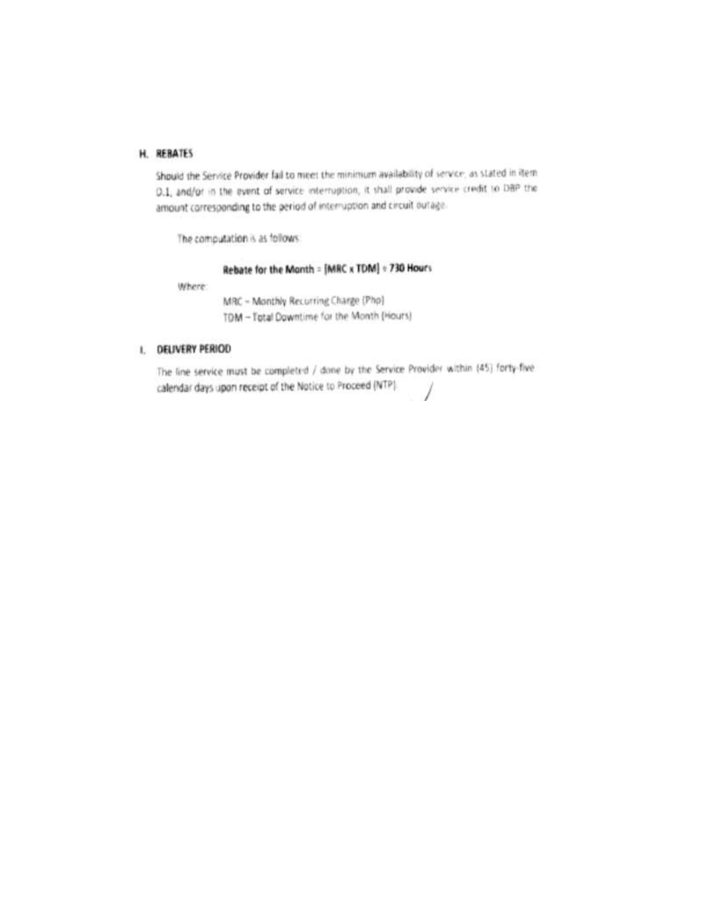## H. REBATES

Should the Service Provider fail to meet the minimum availability of service, as stated in item D.1, and/or in the event of service interruption, it shall provide service credit to DBP the amount corresponding to the period of interruption and circuit outage.

The computation is as follows:

**Rebate for the Month = [MRC x TDM] ÷ 730 Hours**

Where:

MRC – Monthly Recurring Charge (Php)
TDM – Total Downtime for the Month (Hours)

## I. DELIVERY PERIOD

The line service must be completed / done by the Service Provider within (45) forty-five calendar days upon receipt of the Notice to Proceed (NTP).